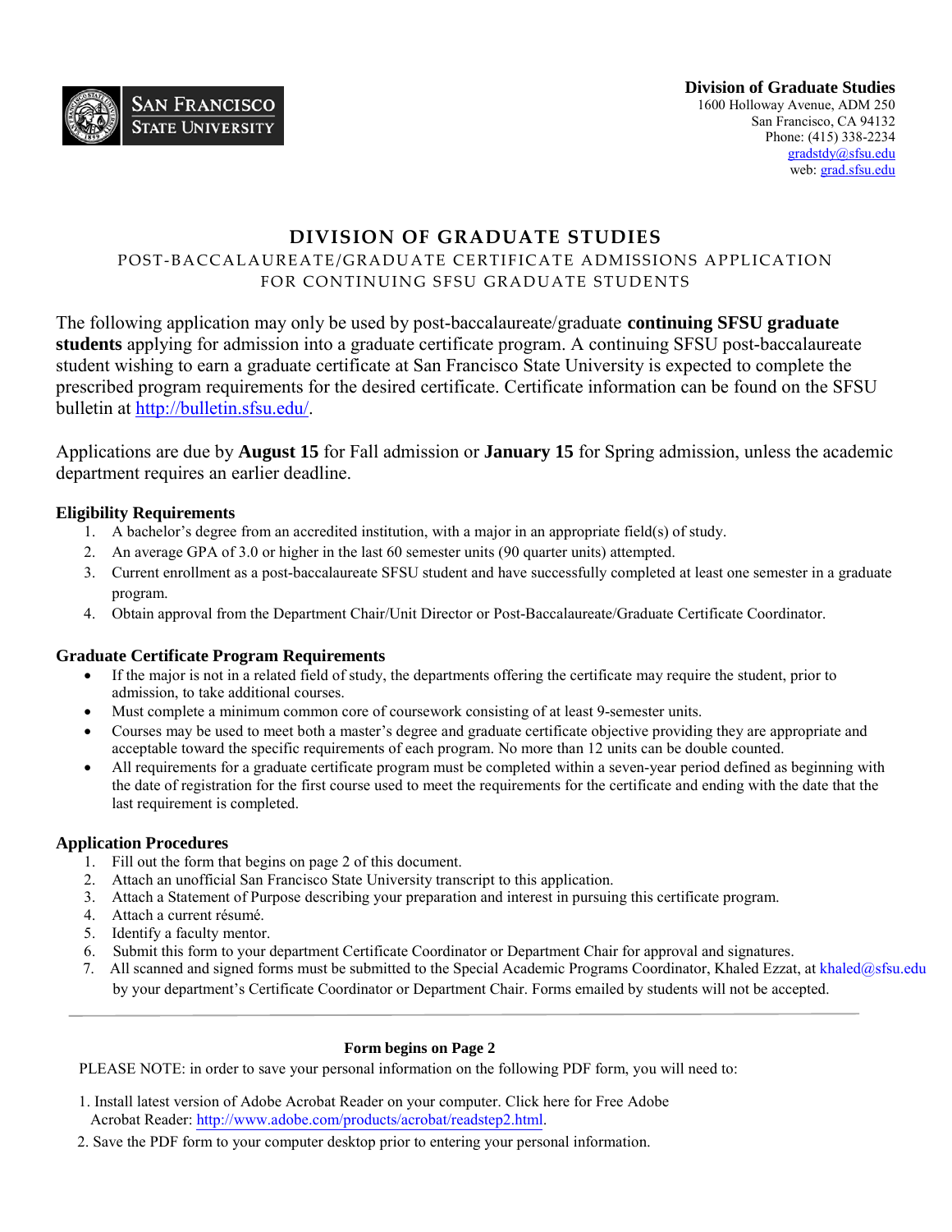**Division of Graduate Studies**
1600 Holloway Avenue, ADM 250
San Francisco, CA 94132
Phone: (415) 338-2234
gradstdy@sfsu.edu
web: grad.sfsu.edu

# DIVISION OF GRADUATE STUDIES

## POST-BACCALAUREATE/GRADUATE CERTIFICATE ADMISSIONS APPLICATION FOR CONTINUING SFSU GRADUATE STUDENTS

The following application may only be used by post-baccalaureate/graduate **continuing SFSU graduate students** applying for admission into a graduate certificate program. A continuing SFSU post-baccalaureate student wishing to earn a graduate certificate at San Francisco State University is expected to complete the prescribed program requirements for the desired certificate. Certificate information can be found on the SFSU bulletin at http://bulletin.sfsu.edu/.

Applications are due by **August 15** for Fall admission or **January 15** for Spring admission, unless the academic department requires an earlier deadline.

### Eligibility Requirements

1. A bachelor's degree from an accredited institution, with a major in an appropriate field(s) of study.
2. An average GPA of 3.0 or higher in the last 60 semester units (90 quarter units) attempted.
3. Current enrollment as a post-baccalaureate SFSU student and have successfully completed at least one semester in a graduate program.
4. Obtain approval from the Department Chair/Unit Director or Post-Baccalaureate/Graduate Certificate Coordinator.

### Graduate Certificate Program Requirements

- If the major is not in a related field of study, the departments offering the certificate may require the student, prior to admission, to take additional courses.
- Must complete a minimum common core of coursework consisting of at least 9-semester units.
- Courses may be used to meet both a master's degree and graduate certificate objective providing they are appropriate and acceptable toward the specific requirements of each program. No more than 12 units can be double counted.
- All requirements for a graduate certificate program must be completed within a seven-year period defined as beginning with the date of registration for the first course used to meet the requirements for the certificate and ending with the date that the last requirement is completed.

### Application Procedures

1. Fill out the form that begins on page 2 of this document.
2. Attach an unofficial San Francisco State University transcript to this application.
3. Attach a Statement of Purpose describing your preparation and interest in pursuing this certificate program.
4. Attach a current résumé.
5. Identify a faculty mentor.
6. Submit this form to your department Certificate Coordinator or Department Chair for approval and signatures.
7. All scanned and signed forms must be submitted to the Special Academic Programs Coordinator, Khaled Ezzat, at khaled@sfsu.edu by your department's Certificate Coordinator or Department Chair. Forms emailed by students will not be accepted.

---

**Form begins on Page 2**

PLEASE NOTE: in order to save your personal information on the following PDF form, you will need to:

1. Install latest version of Adobe Acrobat Reader on your computer. Click here for Free Adobe Acrobat Reader: http://www.adobe.com/products/acrobat/readstep2.html.
2. Save the PDF form to your computer desktop prior to entering your personal information.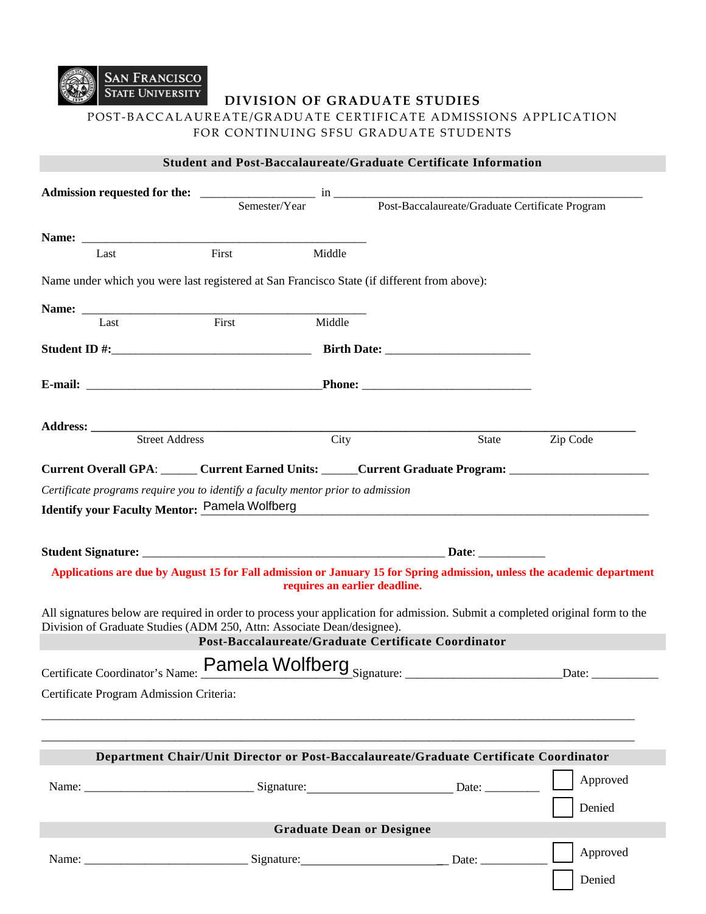SAN FRANCISCO STATE UNIVERSITY

# DIVISION OF GRADUATE STUDIES

## POST-BACCALAUREATE/GRADUATE CERTIFICATE ADMISSIONS APPLICATION FOR CONTINUING SFSU GRADUATE STUDENTS

### Student and Post-Baccalaureate/Graduate Certificate Information

**Admission requested for the:** ___________________ in ____________________________________________________
Semester/Year &nbsp;&nbsp;&nbsp;&nbsp; Post-Baccalaureate/Graduate Certificate Program

**Name:** ______________________________________________
Last &nbsp;&nbsp;&nbsp;&nbsp; First &nbsp;&nbsp;&nbsp;&nbsp; Middle

Name under which you were last registered at San Francisco State (if different from above):

**Name:** ______________________________________________
Last &nbsp;&nbsp;&nbsp;&nbsp; First &nbsp;&nbsp;&nbsp;&nbsp; Middle

**Student ID #:**________________________________ **Birth Date:** ________________________

**E-mail:** _______________________________________**Phone:** ____________________________

**Address:** ________________________________________________________________________________
Street Address &nbsp;&nbsp;&nbsp;&nbsp; City &nbsp;&nbsp;&nbsp;&nbsp; State &nbsp;&nbsp;&nbsp;&nbsp; Zip Code

**Current Overall GPA**: ______ **Current Earned Units:** ______**Current Graduate Program:** _______________________

*Certificate programs require you to identify a faculty mentor prior to admission*

**Identify your Faculty Mentor:** Pamela Wolfberg

**Student Signature:** __________________________________________________ **Date**: ___________

**Applications are due by August 15 for Fall admission or January 15 for Spring admission, unless the academic department requires an earlier deadline.**

All signatures below are required in order to process your application for admission. Submit a completed original form to the Division of Graduate Studies (ADM 250, Attn: Associate Dean/designee).

### Post-Baccalaureate/Graduate Certificate Coordinator

Certificate Coordinator's Name: Pamela Wolfberg Signature: _________________________Date: ___________

Certificate Program Admission Criteria:

___________________________________________________________________________________________

___________________________________________________________________________________________

### Department Chair/Unit Director or Post-Baccalaureate/Graduate Certificate Coordinator

Name: ___________________________ Signature:_______________________ Date: _________ ☐ Approved ☐ Denied

### Graduate Dean or Designee

Name: ___________________________ Signature:_______________________ Date: ___________ ☐ Approved ☐ Denied